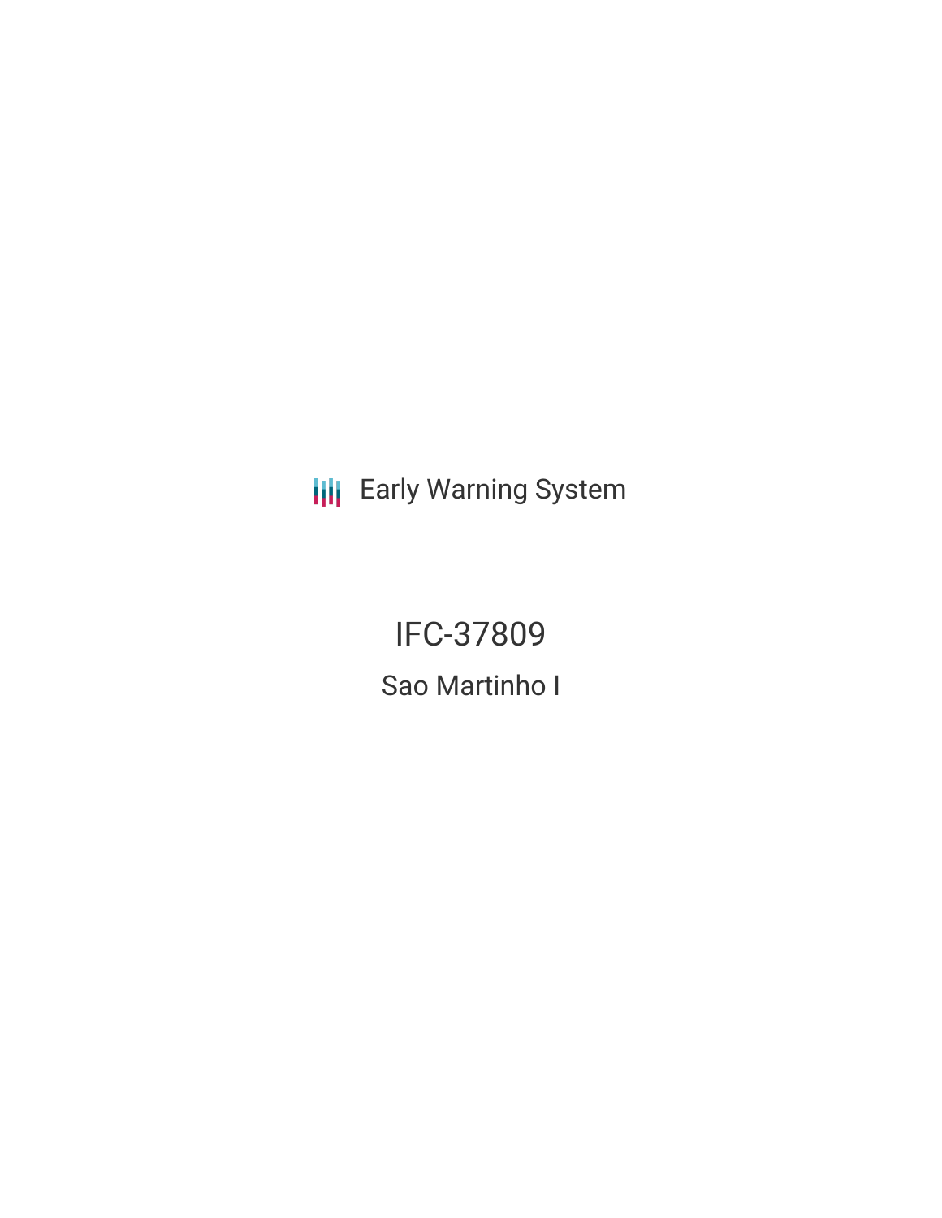Early Warning System

# IFC-37809

## Sao Martinho I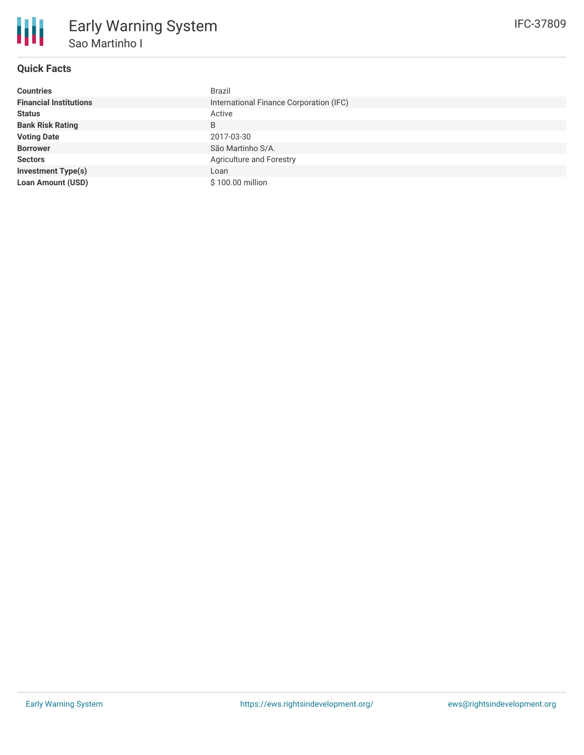# Early Warning System

## Sao Martinho I

IFC-37809

### Quick Facts

| | |
|---|---|
| **Countries** | Brazil |
| **Financial Institutions** | International Finance Corporation (IFC) |
| **Status** | Active |
| **Bank Risk Rating** | B |
| **Voting Date** | 2017-03-30 |
| **Borrower** | São Martinho S/A. |
| **Sectors** | Agriculture and Forestry |
| **Investment Type(s)** | Loan |
| **Loan Amount (USD)** | $ 100.00 million |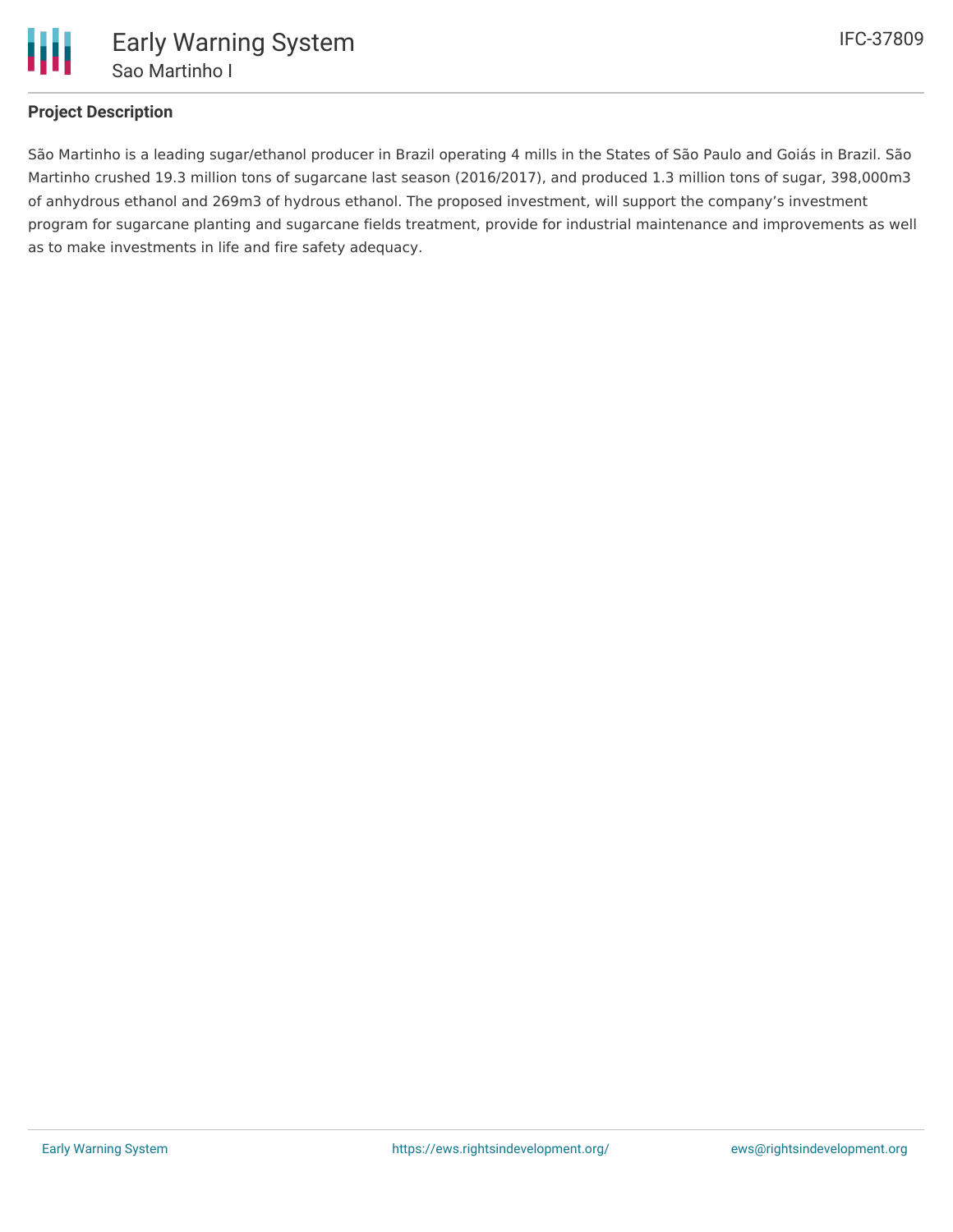## Project Description

São Martinho is a leading sugar/ethanol producer in Brazil operating 4 mills in the States of São Paulo and Goiás in Brazil. São Martinho crushed 19.3 million tons of sugarcane last season (2016/2017), and produced 1.3 million tons of sugar, 398,000m3 of anhydrous ethanol and 269m3 of hydrous ethanol. The proposed investment, will support the company's investment program for sugarcane planting and sugarcane fields treatment, provide for industrial maintenance and improvements as well as to make investments in life and fire safety adequacy.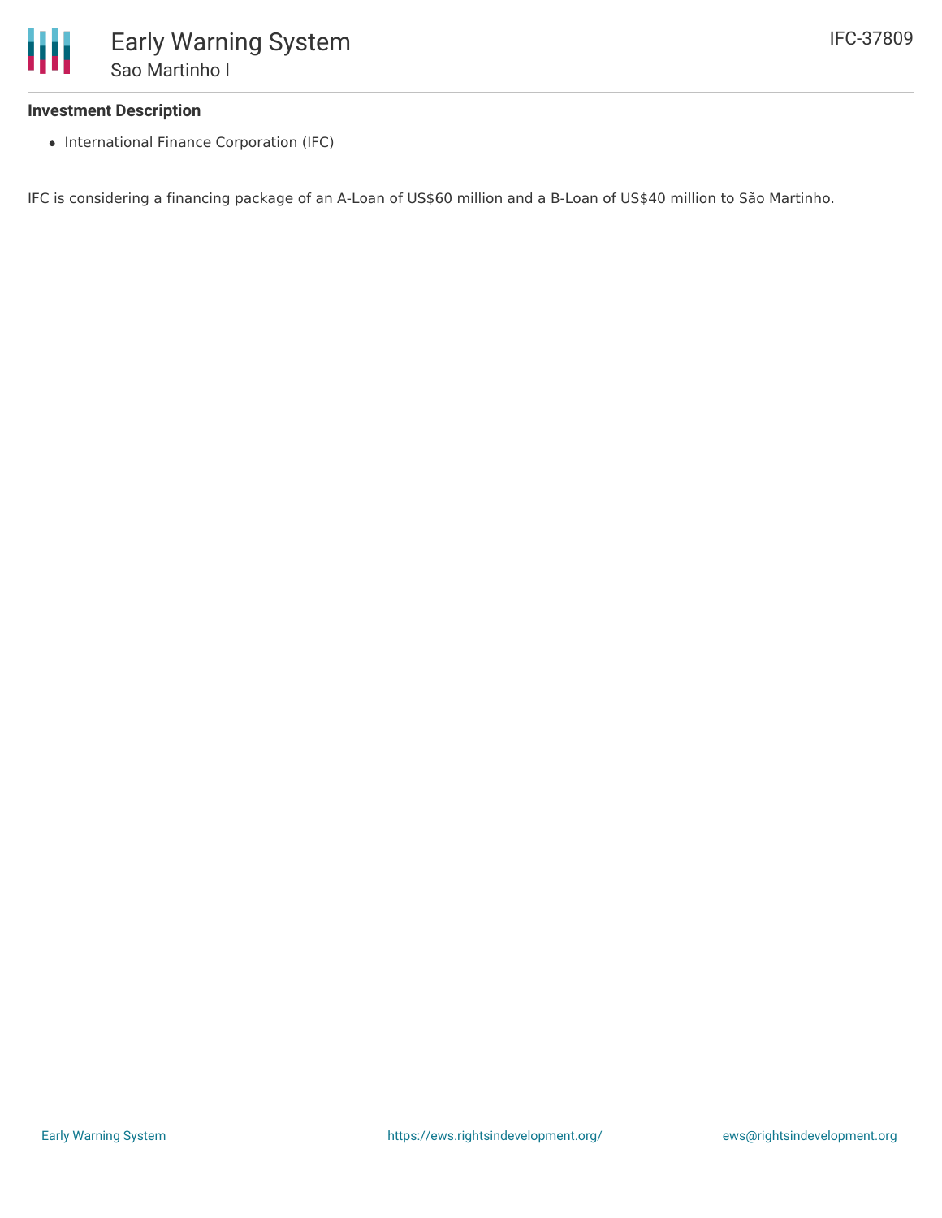### Investment Description

- International Finance Corporation (IFC)

IFC is considering a financing package of an A-Loan of US$60 million and a B-Loan of US$40 million to São Martinho.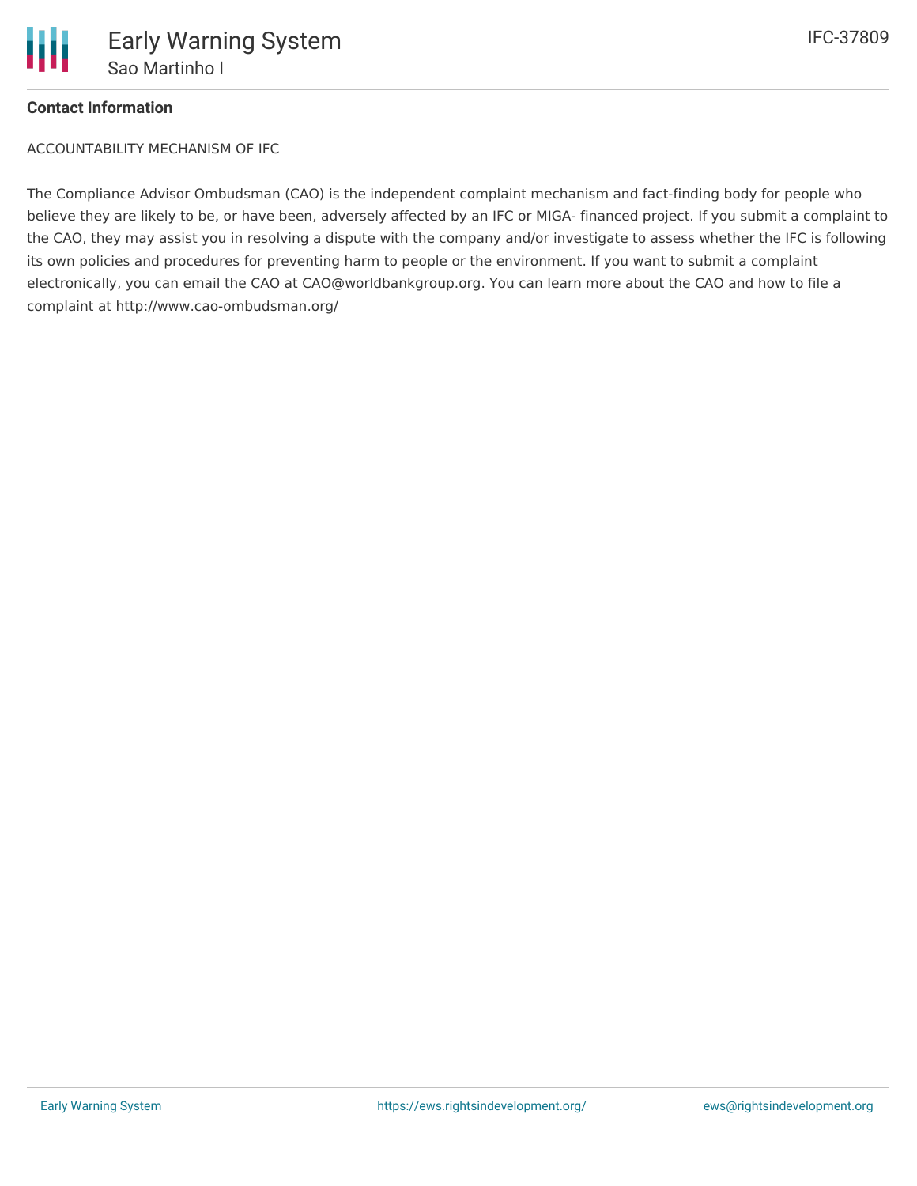**Contact Information**

ACCOUNTABILITY MECHANISM OF IFC

The Compliance Advisor Ombudsman (CAO) is the independent complaint mechanism and fact-finding body for people who believe they are likely to be, or have been, adversely affected by an IFC or MIGA- financed project. If you submit a complaint to the CAO, they may assist you in resolving a dispute with the company and/or investigate to assess whether the IFC is following its own policies and procedures for preventing harm to people or the environment. If you want to submit a complaint electronically, you can email the CAO at CAO@worldbankgroup.org. You can learn more about the CAO and how to file a complaint at http://www.cao-ombudsman.org/